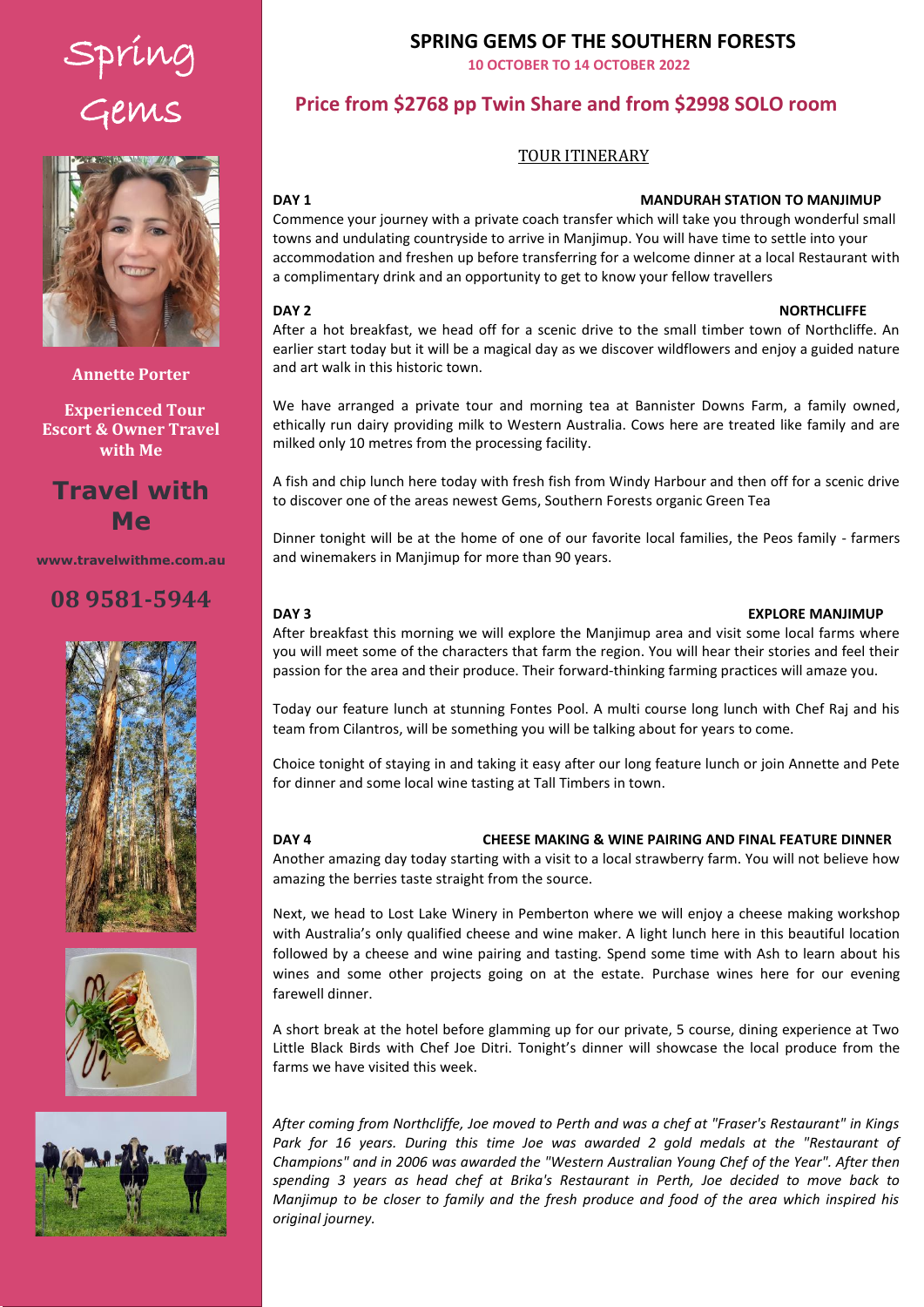Spring Gems

**Annette Porter**

**Experienced Tour Escort & Owner Travel with Me**

## Travel with Me

**www.travelwithme.com.au**

**08 9581-5944**

# SPRING GEMS OF THE SOUTHERN FORESTS

**10 OCTOBER TO 14 OCTOBER 2022**

## Price from $2768 pp Twin Share and from $2998 SOLO room

### TOUR ITINERARY

**DAY 1 — MANDURAH STATION TO MANJIMUP**

Commence your journey with a private coach transfer which will take you through wonderful small towns and undulating countryside to arrive in Manjimup. You will have time to settle into your accommodation and freshen up before transferring for a welcome dinner at a local Restaurant with a complimentary drink and an opportunity to get to know your fellow travellers

**DAY 2 — NORTHCLIFFE**

After a hot breakfast, we head off for a scenic drive to the small timber town of Northcliffe. An earlier start today but it will be a magical day as we discover wildflowers and enjoy a guided nature and art walk in this historic town.

We have arranged a private tour and morning tea at Bannister Downs Farm, a family owned, ethically run dairy providing milk to Western Australia. Cows here are treated like family and are milked only 10 metres from the processing facility.

A fish and chip lunch here today with fresh fish from Windy Harbour and then off for a scenic drive to discover one of the areas newest Gems, Southern Forests organic Green Tea

Dinner tonight will be at the home of one of our favorite local families, the Peos family - farmers and winemakers in Manjimup for more than 90 years.

**DAY 3 — EXPLORE MANJIMUP**

After breakfast this morning we will explore the Manjimup area and visit some local farms where you will meet some of the characters that farm the region. You will hear their stories and feel their passion for the area and their produce. Their forward-thinking farming practices will amaze you.

Today our feature lunch at stunning Fontes Pool. A multi course long lunch with Chef Raj and his team from Cilantros, will be something you will be talking about for years to come.

Choice tonight of staying in and taking it easy after our long feature lunch or join Annette and Pete for dinner and some local wine tasting at Tall Timbers in town.

**DAY 4 — CHEESE MAKING & WINE PAIRING AND FINAL FEATURE DINNER**

Another amazing day today starting with a visit to a local strawberry farm. You will not believe how amazing the berries taste straight from the source.

Next, we head to Lost Lake Winery in Pemberton where we will enjoy a cheese making workshop with Australia's only qualified cheese and wine maker. A light lunch here in this beautiful location followed by a cheese and wine pairing and tasting. Spend some time with Ash to learn about his wines and some other projects going on at the estate. Purchase wines here for our evening farewell dinner.

A short break at the hotel before glamming up for our private, 5 course, dining experience at Two Little Black Birds with Chef Joe Ditri. Tonight's dinner will showcase the local produce from the farms we have visited this week.

*After coming from Northcliffe, Joe moved to Perth and was a chef at "Fraser's Restaurant" in Kings Park for 16 years. During this time Joe was awarded 2 gold medals at the "Restaurant of Champions" and in 2006 was awarded the "Western Australian Young Chef of the Year". After then spending 3 years as head chef at Brika's Restaurant in Perth, Joe decided to move back to Manjimup to be closer to family and the fresh produce and food of the area which inspired his original journey.*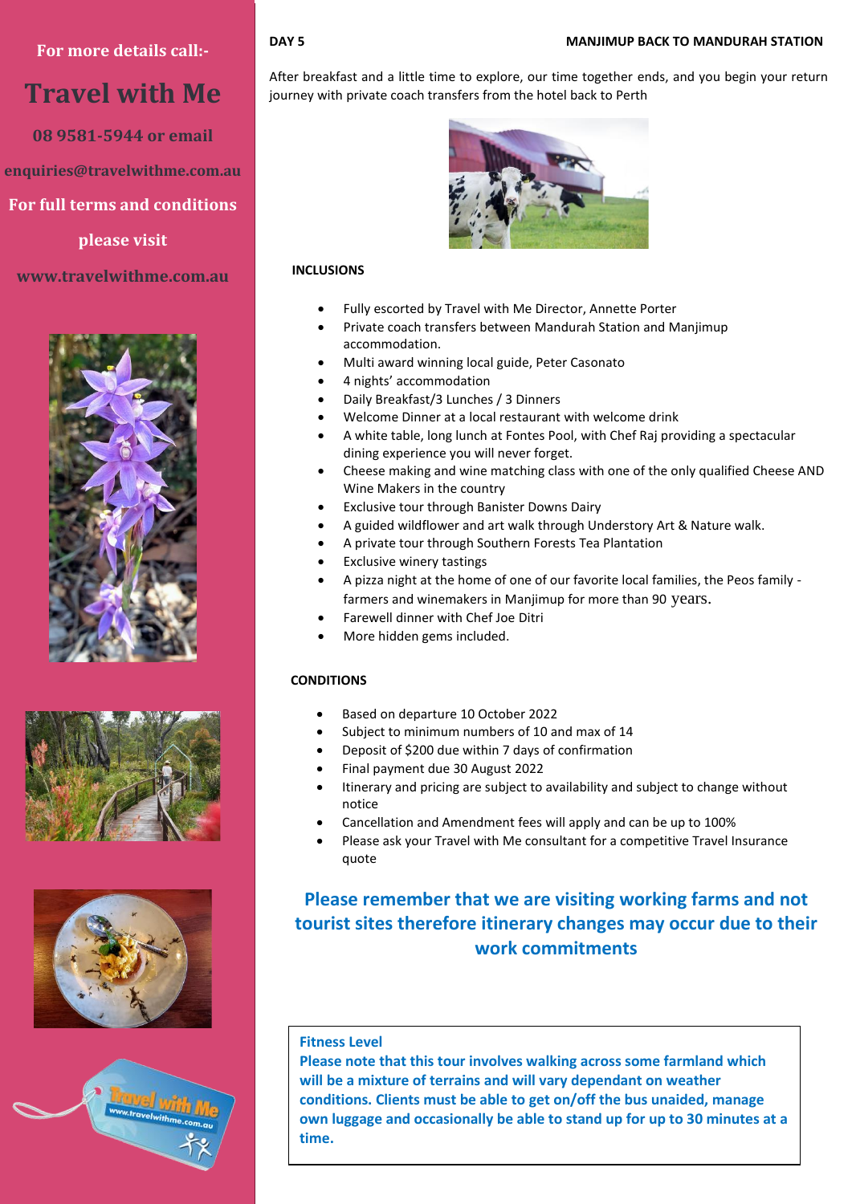For more details call:-

# Travel with Me

**08 9581-5944 or email**

**enquiries@travelwithme.com.au**

**For full terms and conditions please visit**

**www.travelwithme.com.au**

**DAY 5** **MANJIMUP BACK TO MANDURAH STATION**

After breakfast and a little time to explore, our time together ends, and you begin your return journey with private coach transfers from the hotel back to Perth

## INCLUSIONS

- Fully escorted by Travel with Me Director, Annette Porter
- Private coach transfers between Mandurah Station and Manjimup accommodation.
- Multi award winning local guide, Peter Casonato
- 4 nights' accommodation
- Daily Breakfast/3 Lunches / 3 Dinners
- Welcome Dinner at a local restaurant with welcome drink
- A white table, long lunch at Fontes Pool, with Chef Raj providing a spectacular dining experience you will never forget.
- Cheese making and wine matching class with one of the only qualified Cheese AND Wine Makers in the country
- Exclusive tour through Banister Downs Dairy
- A guided wildflower and art walk through Understory Art & Nature walk.
- A private tour through Southern Forests Tea Plantation
- Exclusive winery tastings
- A pizza night at the home of one of our favorite local families, the Peos family - farmers and winemakers in Manjimup for more than 90 years.
- Farewell dinner with Chef Joe Ditri
- More hidden gems included.

## CONDITIONS

- Based on departure 10 October 2022
- Subject to minimum numbers of 10 and max of 14
- Deposit of $200 due within 7 days of confirmation
- Final payment due 30 August 2022
- Itinerary and pricing are subject to availability and subject to change without notice
- Cancellation and Amendment fees will apply and can be up to 100%
- Please ask your Travel with Me consultant for a competitive Travel Insurance quote

**Please remember that we are visiting working farms and not tourist sites therefore itinerary changes may occur due to their work commitments**

**Fitness Level**
**Please note that this tour involves walking across some farmland which will be a mixture of terrains and will vary dependant on weather conditions. Clients must be able to get on/off the bus unaided, manage own luggage and occasionally be able to stand up for up to 30 minutes at a time.**